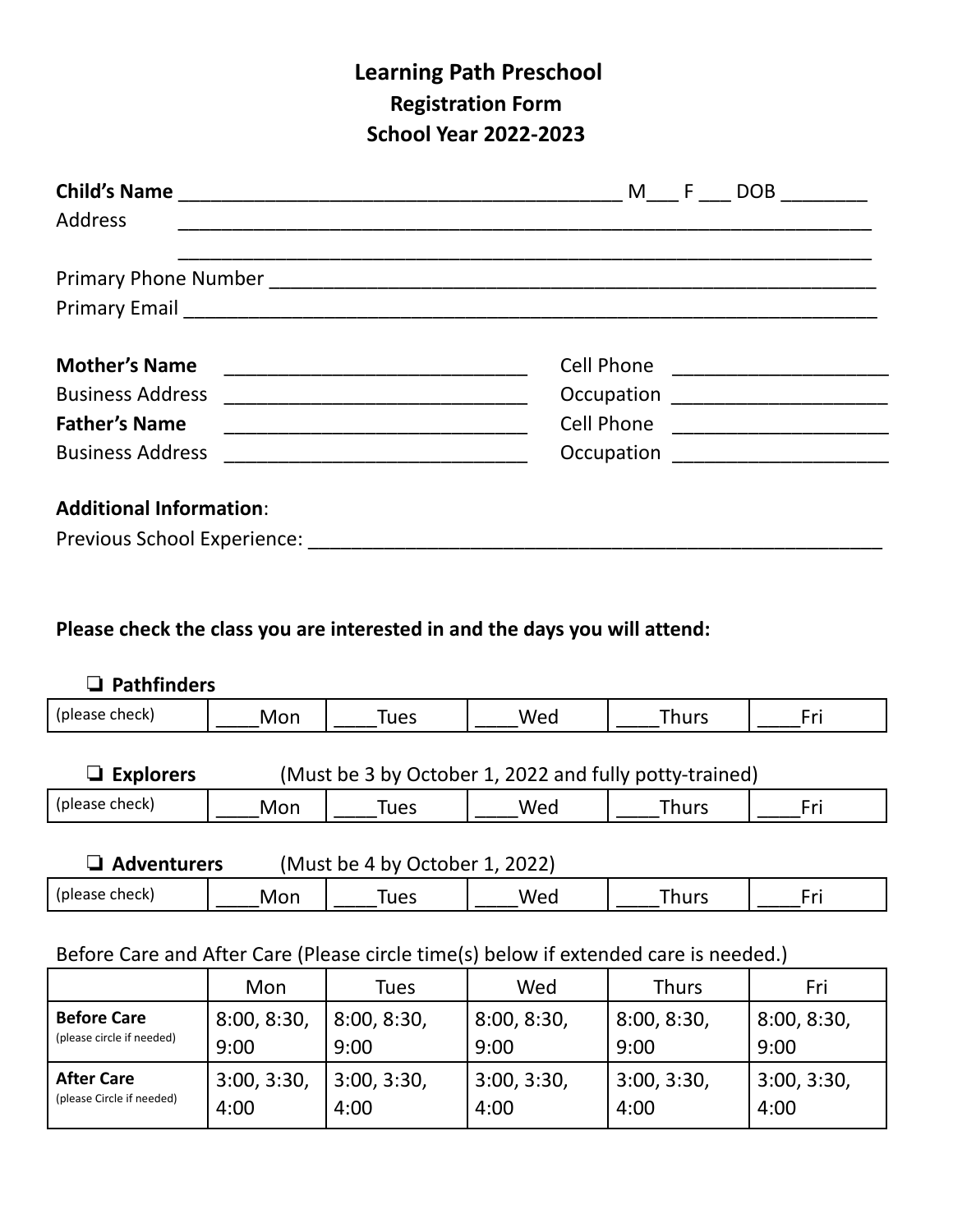# Learning Path Preschool

## Registration Form

## School Year 2022-2023

**Child's Name** ________________________________________ M___ F ___ DOB ________

Address ______________________________________________________________

______________________________________________________________

Primary Phone Number ______________________________________________________

Primary Email ____________________________________________________________

**Mother's Name** ____________________________ Cell Phone ____________________

Business Address ____________________________ Occupation ____________________

**Father's Name** ____________________________ Cell Phone ____________________

Business Address ____________________________ Occupation ____________________

**Additional Information**:

Previous School Experience: __________________________________________________

**Please check the class you are interested in and the days you will attend:**

❏ **Pathfinders**

| (please check) | ____Mon | ____Tues | ____Wed | ____Thurs | ____Fri |
|---|---|---|---|---|---|

❏ **Explorers** (Must be 3 by October 1, 2022 and fully potty-trained)

| (please check) | ____Mon | ____Tues | ____Wed | ____Thurs | ____Fri |
|---|---|---|---|---|---|

❏ **Adventurers** (Must be 4 by October 1, 2022)

| (please check) | ____Mon | ____Tues | ____Wed | ____Thurs | ____Fri |
|---|---|---|---|---|---|

Before Care and After Care (Please circle time(s) below if extended care is needed.)

| | Mon | Tues | Wed | Thurs | Fri |
|---|---|---|---|---|---|
| **Before Care** (please circle if needed) | 8:00, 8:30, 9:00 | 8:00, 8:30, 9:00 | 8:00, 8:30, 9:00 | 8:00, 8:30, 9:00 | 8:00, 8:30, 9:00 |
| **After Care** (please Circle if needed) | 3:00, 3:30, 4:00 | 3:00, 3:30, 4:00 | 3:00, 3:30, 4:00 | 3:00, 3:30, 4:00 | 3:00, 3:30, 4:00 |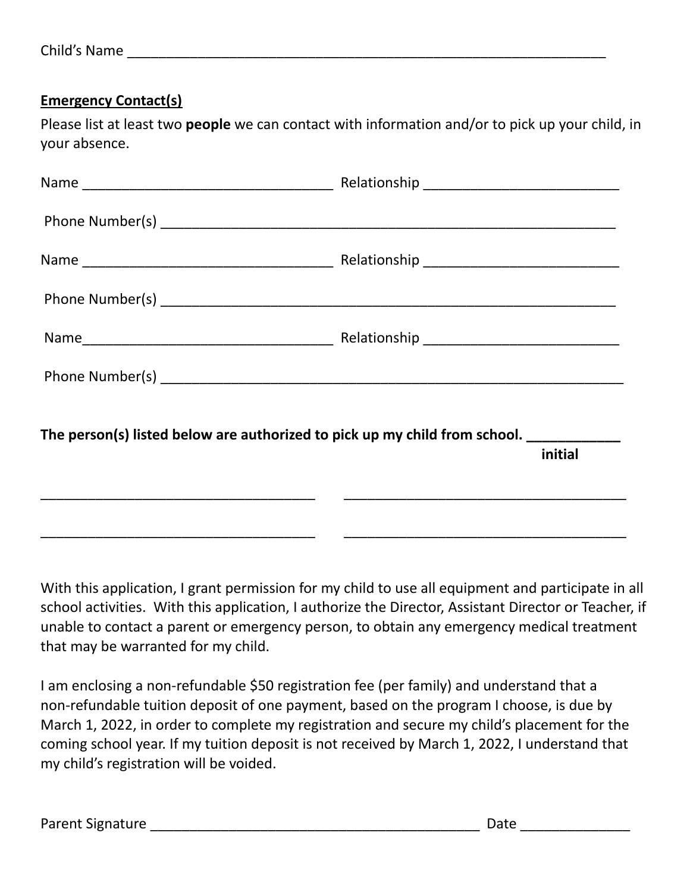Child's Name ______________________________________________________________

**Emergency Contact(s)**

Please list at least two **people** we can contact with information and/or to pick up your child, in your absence.

Name _________________________________ Relationship _________________________

Phone Number(s) ___________________________________________________________

Name _________________________________ Relationship _________________________

Phone Number(s) ___________________________________________________________

Name _________________________________ Relationship _________________________

Phone Number(s) ____________________________________________________________

**The person(s) listed below are authorized to pick up my child from school.** ____________
**initial**

____________________________________ ____________________________________

____________________________________ ____________________________________

With this application, I grant permission for my child to use all equipment and participate in all school activities. With this application, I authorize the Director, Assistant Director or Teacher, if unable to contact a parent or emergency person, to obtain any emergency medical treatment that may be warranted for my child.

I am enclosing a non-refundable $50 registration fee (per family) and understand that a non-refundable tuition deposit of one payment, based on the program I choose, is due by March 1, 2022, in order to complete my registration and secure my child's placement for the coming school year. If my tuition deposit is not received by March 1, 2022, I understand that my child's registration will be voided.

Parent Signature ____________________________________________ Date ______________